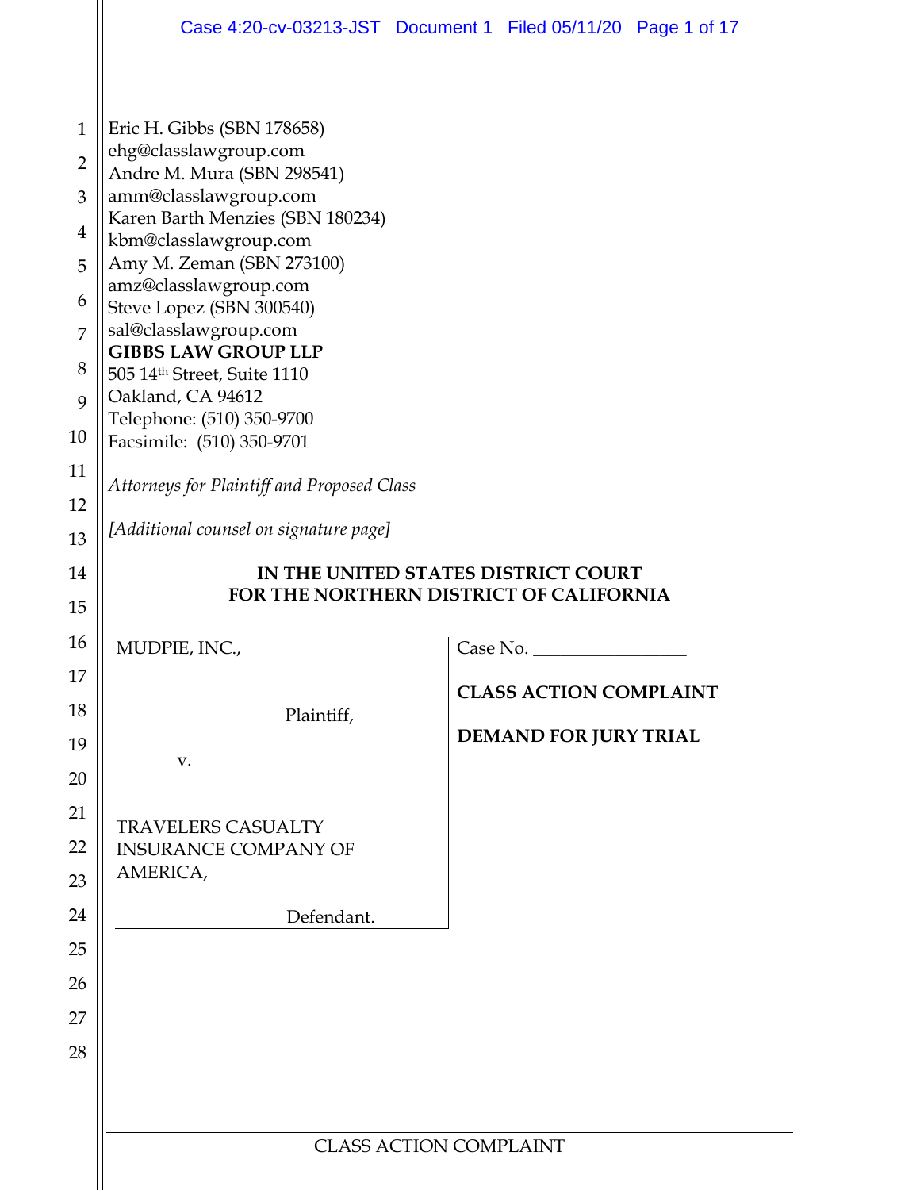Eric H. Gibbs (SBN 178658)
ehg@classlawgroup.com
Andre M. Mura (SBN 298541)
amm@classlawgroup.com
Karen Barth Menzies (SBN 180234)
kbm@classlawgroup.com
Amy M. Zeman (SBN 273100)
amz@classlawgroup.com
Steve Lopez (SBN 300540)
sal@classlawgroup.com
**GIBBS LAW GROUP LLP**
505 14th Street, Suite 1110
Oakland, CA 94612
Telephone: (510) 350-9700
Facsimile: (510) 350-9701

*Attorneys for Plaintiff and Proposed Class*

*[Additional counsel on signature page]*

**IN THE UNITED STATES DISTRICT COURT**
**FOR THE NORTHERN DISTRICT OF CALIFORNIA**

MUDPIE, INC.,

Plaintiff,

v.

TRAVELERS CASUALTY INSURANCE COMPANY OF AMERICA,

Defendant.

Case No. _________________

**CLASS ACTION COMPLAINT**

**DEMAND FOR JURY TRIAL**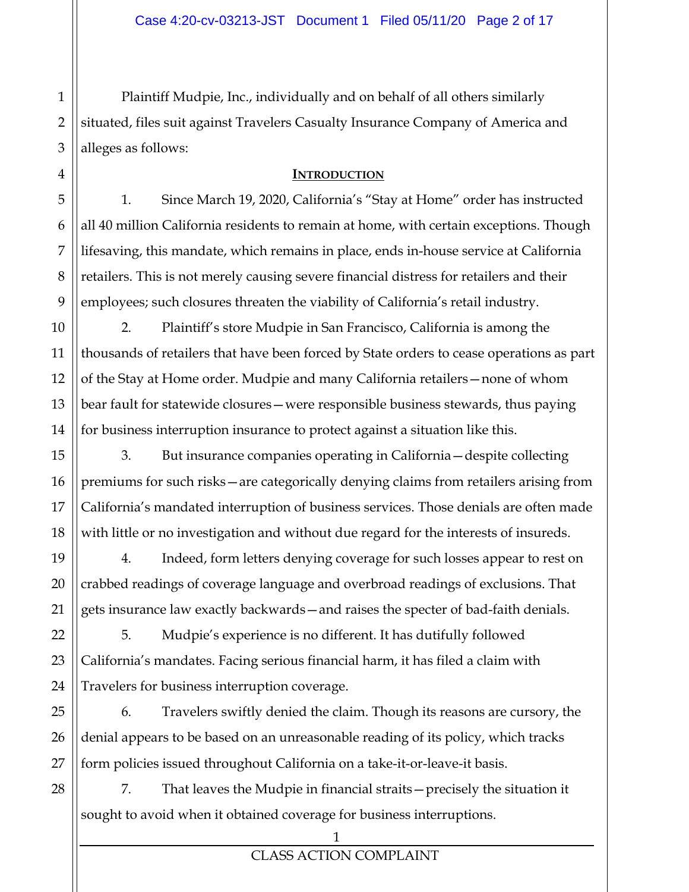Plaintiff Mudpie, Inc., individually and on behalf of all others similarly situated, files suit against Travelers Casualty Insurance Company of America and alleges as follows:

## INTRODUCTION

1. Since March 19, 2020, California's "Stay at Home" order has instructed all 40 million California residents to remain at home, with certain exceptions. Though lifesaving, this mandate, which remains in place, ends in-house service at California retailers. This is not merely causing severe financial distress for retailers and their employees; such closures threaten the viability of California's retail industry.

2. Plaintiff's store Mudpie in San Francisco, California is among the thousands of retailers that have been forced by State orders to cease operations as part of the Stay at Home order. Mudpie and many California retailers—none of whom bear fault for statewide closures—were responsible business stewards, thus paying for business interruption insurance to protect against a situation like this.

3. But insurance companies operating in California—despite collecting premiums for such risks—are categorically denying claims from retailers arising from California's mandated interruption of business services. Those denials are often made with little or no investigation and without due regard for the interests of insureds.

4. Indeed, form letters denying coverage for such losses appear to rest on crabbed readings of coverage language and overbroad readings of exclusions. That gets insurance law exactly backwards—and raises the specter of bad-faith denials.

5. Mudpie's experience is no different. It has dutifully followed California's mandates. Facing serious financial harm, it has filed a claim with Travelers for business interruption coverage.

6. Travelers swiftly denied the claim. Though its reasons are cursory, the denial appears to be based on an unreasonable reading of its policy, which tracks form policies issued throughout California on a take-it-or-leave-it basis.

7. That leaves the Mudpie in financial straits—precisely the situation it sought to avoid when it obtained coverage for business interruptions.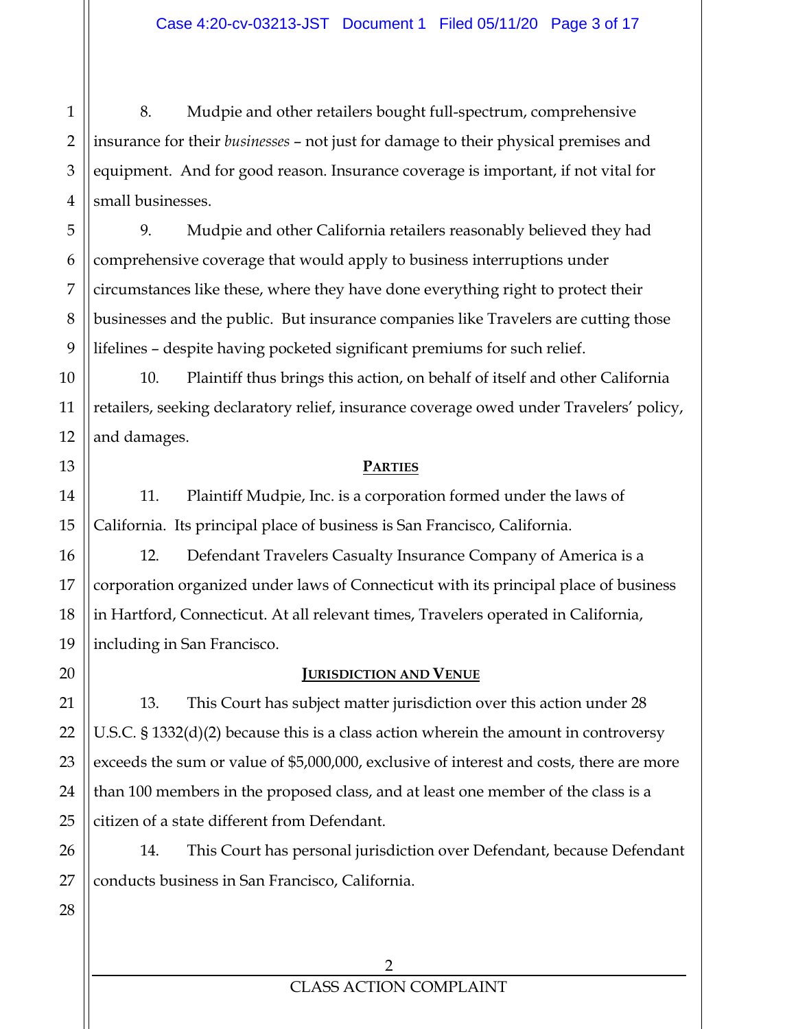8. Mudpie and other retailers bought full-spectrum, comprehensive insurance for their *businesses* – not just for damage to their physical premises and equipment. And for good reason. Insurance coverage is important, if not vital for small businesses.

9. Mudpie and other California retailers reasonably believed they had comprehensive coverage that would apply to business interruptions under circumstances like these, where they have done everything right to protect their businesses and the public. But insurance companies like Travelers are cutting those lifelines – despite having pocketed significant premiums for such relief.

10. Plaintiff thus brings this action, on behalf of itself and other California retailers, seeking declaratory relief, insurance coverage owed under Travelers' policy, and damages.

## PARTIES

11. Plaintiff Mudpie, Inc. is a corporation formed under the laws of California. Its principal place of business is San Francisco, California.

12. Defendant Travelers Casualty Insurance Company of America is a corporation organized under laws of Connecticut with its principal place of business in Hartford, Connecticut. At all relevant times, Travelers operated in California, including in San Francisco.

## JURISDICTION AND VENUE

13. This Court has subject matter jurisdiction over this action under 28 U.S.C. § 1332(d)(2) because this is a class action wherein the amount in controversy exceeds the sum or value of $5,000,000, exclusive of interest and costs, there are more than 100 members in the proposed class, and at least one member of the class is a citizen of a state different from Defendant.

14. This Court has personal jurisdiction over Defendant, because Defendant conducts business in San Francisco, California.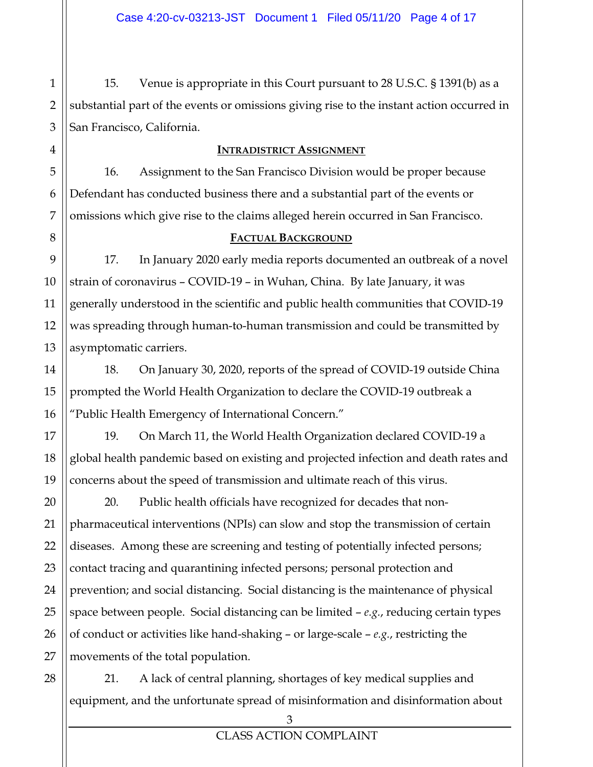15. Venue is appropriate in this Court pursuant to 28 U.S.C. § 1391(b) as a substantial part of the events or omissions giving rise to the instant action occurred in San Francisco, California.

## INTRADISTRICT ASSIGNMENT

16. Assignment to the San Francisco Division would be proper because Defendant has conducted business there and a substantial part of the events or omissions which give rise to the claims alleged herein occurred in San Francisco.

## FACTUAL BACKGROUND

17. In January 2020 early media reports documented an outbreak of a novel strain of coronavirus – COVID-19 – in Wuhan, China. By late January, it was generally understood in the scientific and public health communities that COVID-19 was spreading through human-to-human transmission and could be transmitted by asymptomatic carriers.

18. On January 30, 2020, reports of the spread of COVID-19 outside China prompted the World Health Organization to declare the COVID-19 outbreak a "Public Health Emergency of International Concern."

19. On March 11, the World Health Organization declared COVID-19 a global health pandemic based on existing and projected infection and death rates and concerns about the speed of transmission and ultimate reach of this virus.

20. Public health officials have recognized for decades that non-pharmaceutical interventions (NPIs) can slow and stop the transmission of certain diseases. Among these are screening and testing of potentially infected persons; contact tracing and quarantining infected persons; personal protection and prevention; and social distancing. Social distancing is the maintenance of physical space between people. Social distancing can be limited – *e.g.*, reducing certain types of conduct or activities like hand-shaking – or large-scale – *e.g.*, restricting the movements of the total population.

21. A lack of central planning, shortages of key medical supplies and equipment, and the unfortunate spread of misinformation and disinformation about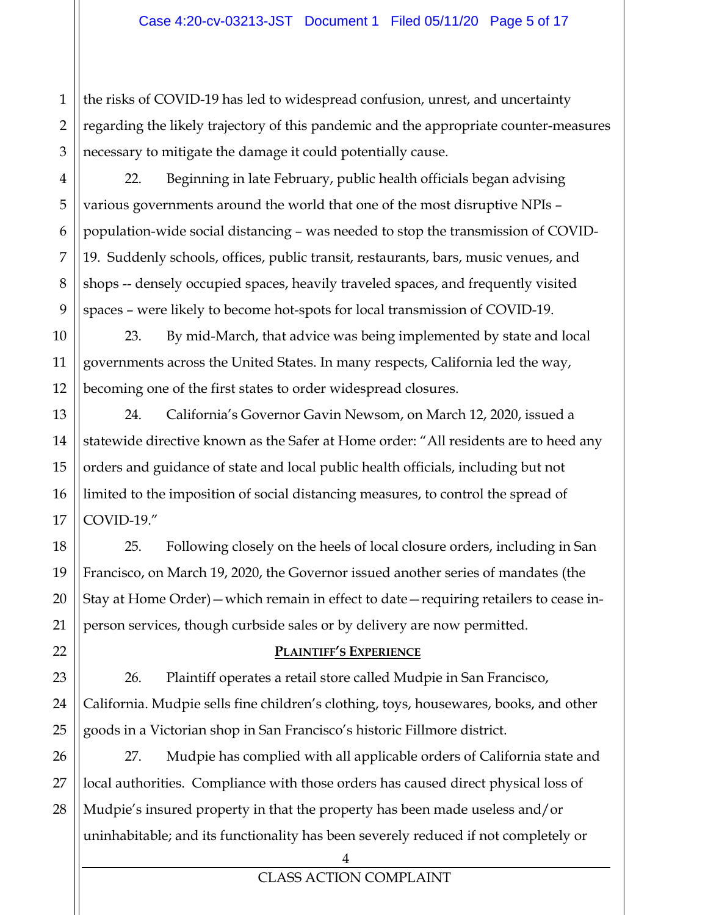the risks of COVID-19 has led to widespread confusion, unrest, and uncertainty regarding the likely trajectory of this pandemic and the appropriate counter-measures necessary to mitigate the damage it could potentially cause.

22. Beginning in late February, public health officials began advising various governments around the world that one of the most disruptive NPIs – population-wide social distancing – was needed to stop the transmission of COVID-19. Suddenly schools, offices, public transit, restaurants, bars, music venues, and shops -- densely occupied spaces, heavily traveled spaces, and frequently visited spaces – were likely to become hot-spots for local transmission of COVID-19.

23. By mid-March, that advice was being implemented by state and local governments across the United States. In many respects, California led the way, becoming one of the first states to order widespread closures.

24. California's Governor Gavin Newsom, on March 12, 2020, issued a statewide directive known as the Safer at Home order: "All residents are to heed any orders and guidance of state and local public health officials, including but not limited to the imposition of social distancing measures, to control the spread of COVID-19."

25. Following closely on the heels of local closure orders, including in San Francisco, on March 19, 2020, the Governor issued another series of mandates (the Stay at Home Order)—which remain in effect to date—requiring retailers to cease in-person services, though curbside sales or by delivery are now permitted.

## PLAINTIFF'S EXPERIENCE

26. Plaintiff operates a retail store called Mudpie in San Francisco, California. Mudpie sells fine children's clothing, toys, housewares, books, and other goods in a Victorian shop in San Francisco's historic Fillmore district.

27. Mudpie has complied with all applicable orders of California state and local authorities. Compliance with those orders has caused direct physical loss of Mudpie's insured property in that the property has been made useless and/or uninhabitable; and its functionality has been severely reduced if not completely or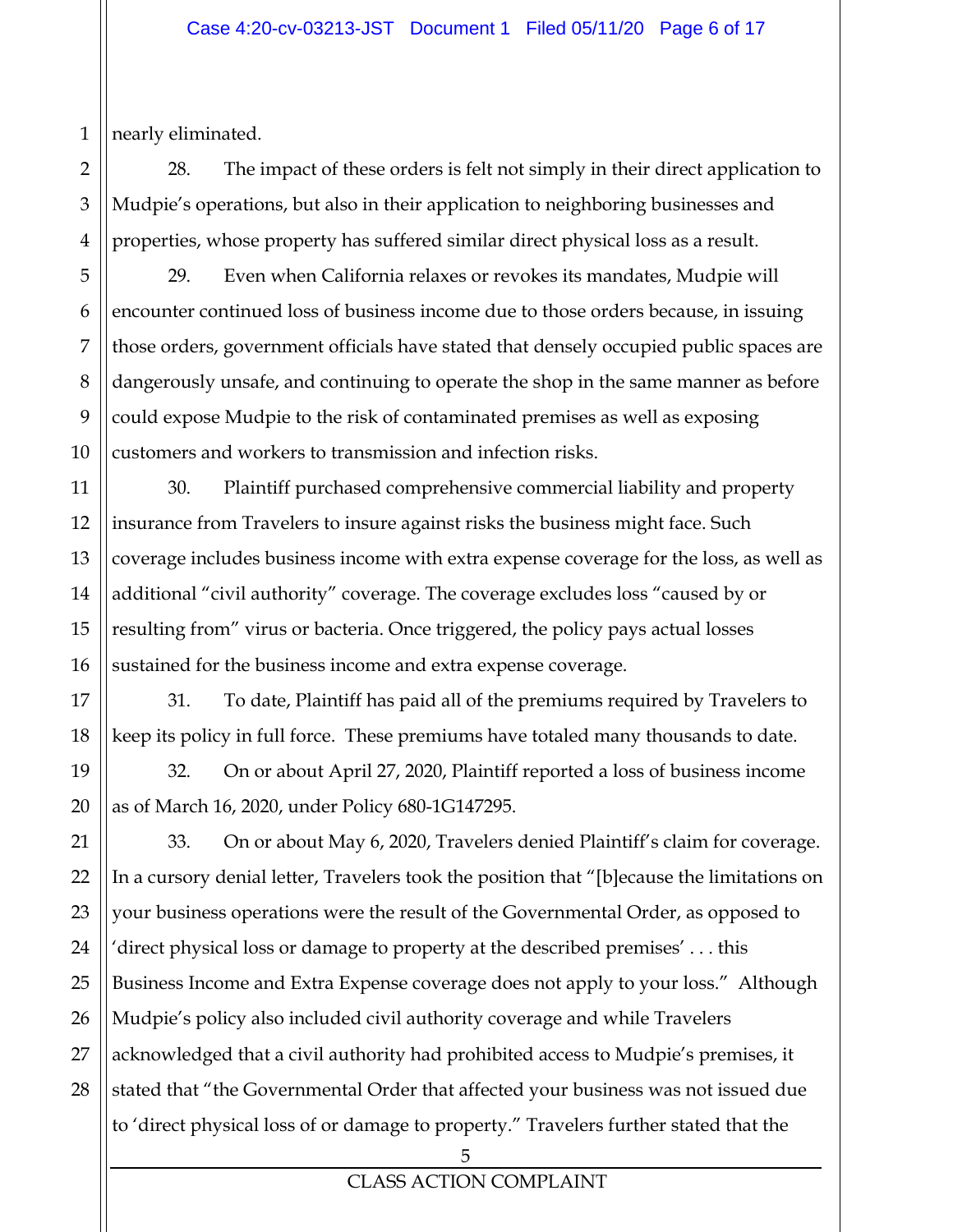nearly eliminated.

28. The impact of these orders is felt not simply in their direct application to Mudpie's operations, but also in their application to neighboring businesses and properties, whose property has suffered similar direct physical loss as a result.

29. Even when California relaxes or revokes its mandates, Mudpie will encounter continued loss of business income due to those orders because, in issuing those orders, government officials have stated that densely occupied public spaces are dangerously unsafe, and continuing to operate the shop in the same manner as before could expose Mudpie to the risk of contaminated premises as well as exposing customers and workers to transmission and infection risks.

30. Plaintiff purchased comprehensive commercial liability and property insurance from Travelers to insure against risks the business might face. Such coverage includes business income with extra expense coverage for the loss, as well as additional "civil authority" coverage. The coverage excludes loss "caused by or resulting from" virus or bacteria. Once triggered, the policy pays actual losses sustained for the business income and extra expense coverage.

31. To date, Plaintiff has paid all of the premiums required by Travelers to keep its policy in full force. These premiums have totaled many thousands to date.

32. On or about April 27, 2020, Plaintiff reported a loss of business income as of March 16, 2020, under Policy 680-1G147295.

33. On or about May 6, 2020, Travelers denied Plaintiff's claim for coverage. In a cursory denial letter, Travelers took the position that "[b]ecause the limitations on your business operations were the result of the Governmental Order, as opposed to 'direct physical loss or damage to property at the described premises' . . . this Business Income and Extra Expense coverage does not apply to your loss." Although Mudpie's policy also included civil authority coverage and while Travelers acknowledged that a civil authority had prohibited access to Mudpie's premises, it stated that "the Governmental Order that affected your business was not issued due to 'direct physical loss of or damage to property." Travelers further stated that the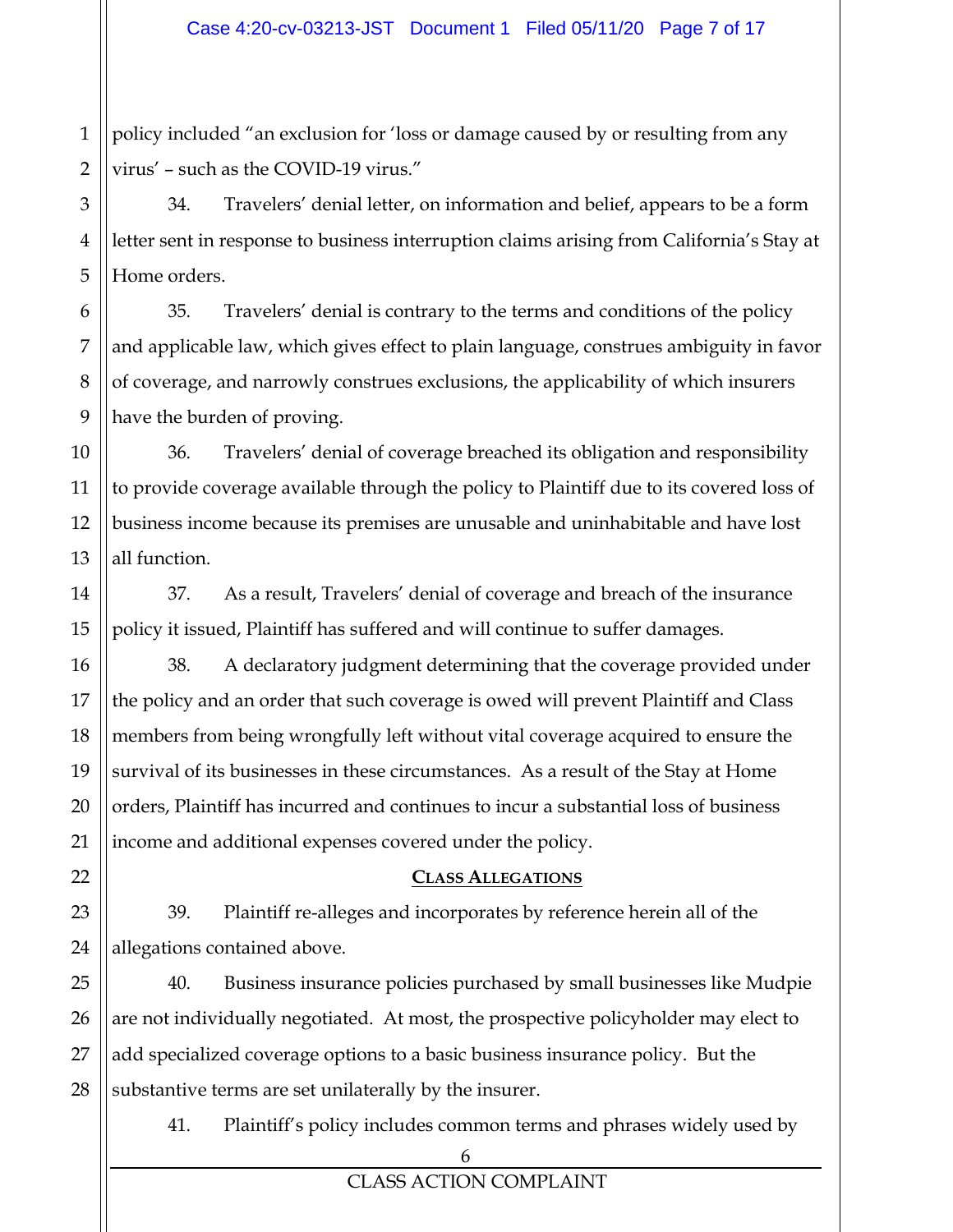policy included "an exclusion for 'loss or damage caused by or resulting from any virus' – such as the COVID-19 virus."

34. Travelers' denial letter, on information and belief, appears to be a form letter sent in response to business interruption claims arising from California's Stay at Home orders.

35. Travelers' denial is contrary to the terms and conditions of the policy and applicable law, which gives effect to plain language, construes ambiguity in favor of coverage, and narrowly construes exclusions, the applicability of which insurers have the burden of proving.

36. Travelers' denial of coverage breached its obligation and responsibility to provide coverage available through the policy to Plaintiff due to its covered loss of business income because its premises are unusable and uninhabitable and have lost all function.

37. As a result, Travelers' denial of coverage and breach of the insurance policy it issued, Plaintiff has suffered and will continue to suffer damages.

38. A declaratory judgment determining that the coverage provided under the policy and an order that such coverage is owed will prevent Plaintiff and Class members from being wrongfully left without vital coverage acquired to ensure the survival of its businesses in these circumstances. As a result of the Stay at Home orders, Plaintiff has incurred and continues to incur a substantial loss of business income and additional expenses covered under the policy.

## CLASS ALLEGATIONS

39. Plaintiff re-alleges and incorporates by reference herein all of the allegations contained above.

40. Business insurance policies purchased by small businesses like Mudpie are not individually negotiated. At most, the prospective policyholder may elect to add specialized coverage options to a basic business insurance policy. But the substantive terms are set unilaterally by the insurer.

41. Plaintiff's policy includes common terms and phrases widely used by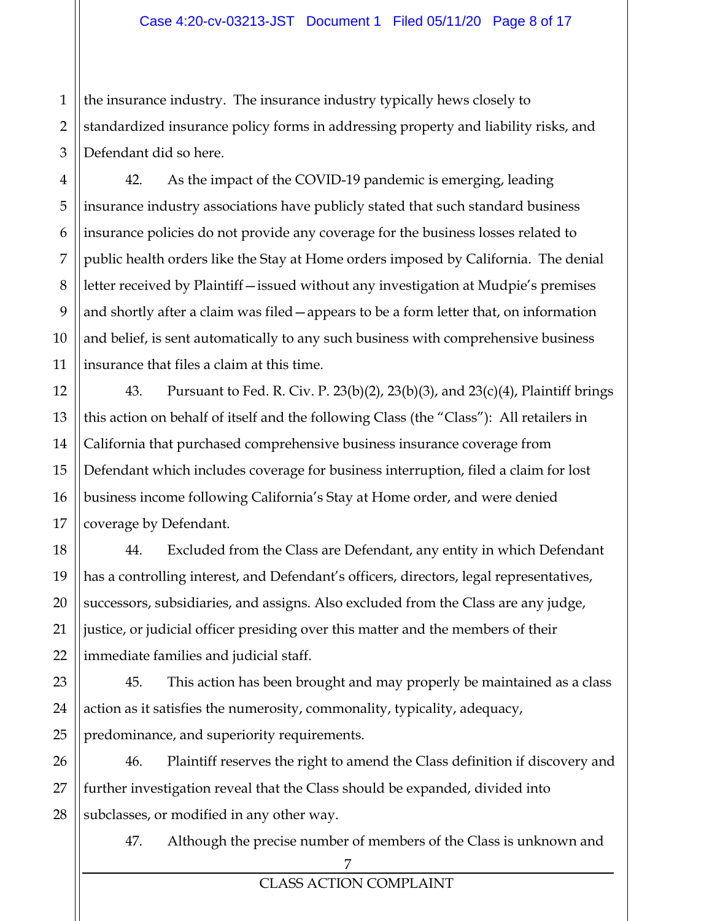the insurance industry. The insurance industry typically hews closely to standardized insurance policy forms in addressing property and liability risks, and Defendant did so here.

42. As the impact of the COVID-19 pandemic is emerging, leading insurance industry associations have publicly stated that such standard business insurance policies do not provide any coverage for the business losses related to public health orders like the Stay at Home orders imposed by California. The denial letter received by Plaintiff—issued without any investigation at Mudpie's premises and shortly after a claim was filed—appears to be a form letter that, on information and belief, is sent automatically to any such business with comprehensive business insurance that files a claim at this time.

43. Pursuant to Fed. R. Civ. P. 23(b)(2), 23(b)(3), and 23(c)(4), Plaintiff brings this action on behalf of itself and the following Class (the "Class"): All retailers in California that purchased comprehensive business insurance coverage from Defendant which includes coverage for business interruption, filed a claim for lost business income following California's Stay at Home order, and were denied coverage by Defendant.

44. Excluded from the Class are Defendant, any entity in which Defendant has a controlling interest, and Defendant's officers, directors, legal representatives, successors, subsidiaries, and assigns. Also excluded from the Class are any judge, justice, or judicial officer presiding over this matter and the members of their immediate families and judicial staff.

45. This action has been brought and may properly be maintained as a class action as it satisfies the numerosity, commonality, typicality, adequacy, predominance, and superiority requirements.

46. Plaintiff reserves the right to amend the Class definition if discovery and further investigation reveal that the Class should be expanded, divided into subclasses, or modified in any other way.

47. Although the precise number of members of the Class is unknown and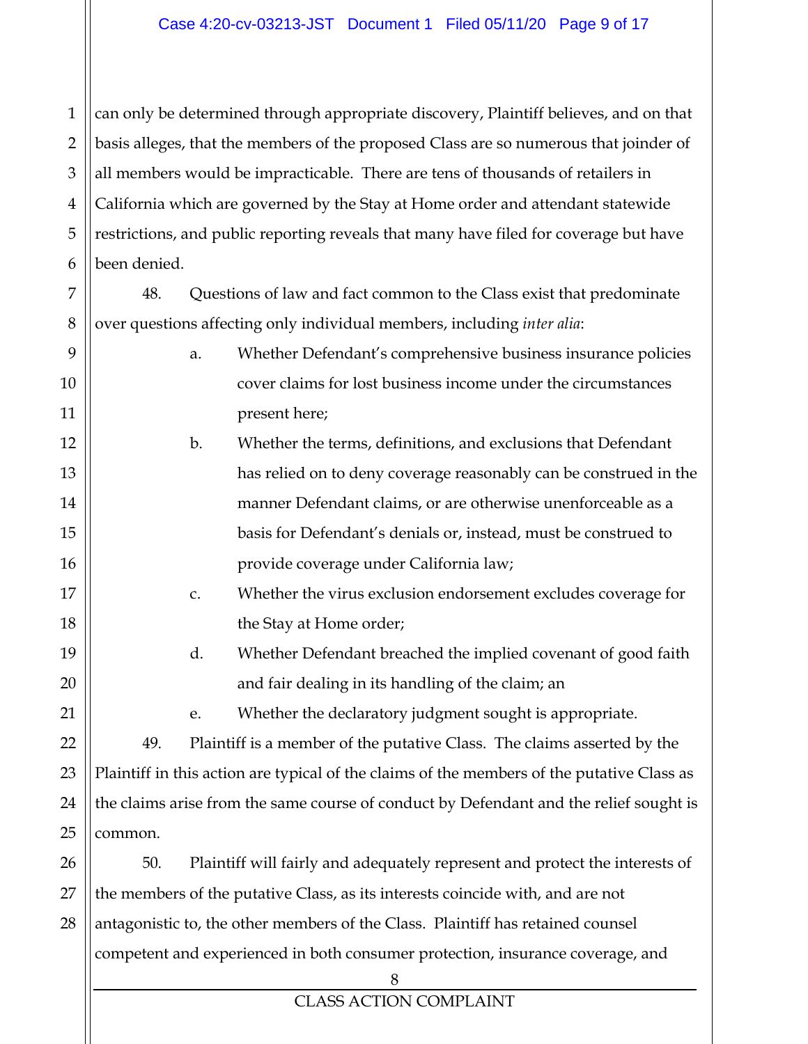can only be determined through appropriate discovery, Plaintiff believes, and on that basis alleges, that the members of the proposed Class are so numerous that joinder of all members would be impracticable. There are tens of thousands of retailers in California which are governed by the Stay at Home order and attendant statewide restrictions, and public reporting reveals that many have filed for coverage but have been denied.

48. Questions of law and fact common to the Class exist that predominate over questions affecting only individual members, including *inter alia*:

a. Whether Defendant's comprehensive business insurance policies cover claims for lost business income under the circumstances present here;

b. Whether the terms, definitions, and exclusions that Defendant has relied on to deny coverage reasonably can be construed in the manner Defendant claims, or are otherwise unenforceable as a basis for Defendant's denials or, instead, must be construed to provide coverage under California law;

c. Whether the virus exclusion endorsement excludes coverage for the Stay at Home order;

d. Whether Defendant breached the implied covenant of good faith and fair dealing in its handling of the claim; an

e. Whether the declaratory judgment sought is appropriate.

49. Plaintiff is a member of the putative Class. The claims asserted by the Plaintiff in this action are typical of the claims of the members of the putative Class as the claims arise from the same course of conduct by Defendant and the relief sought is common.

50. Plaintiff will fairly and adequately represent and protect the interests of the members of the putative Class, as its interests coincide with, and are not antagonistic to, the other members of the Class. Plaintiff has retained counsel competent and experienced in both consumer protection, insurance coverage, and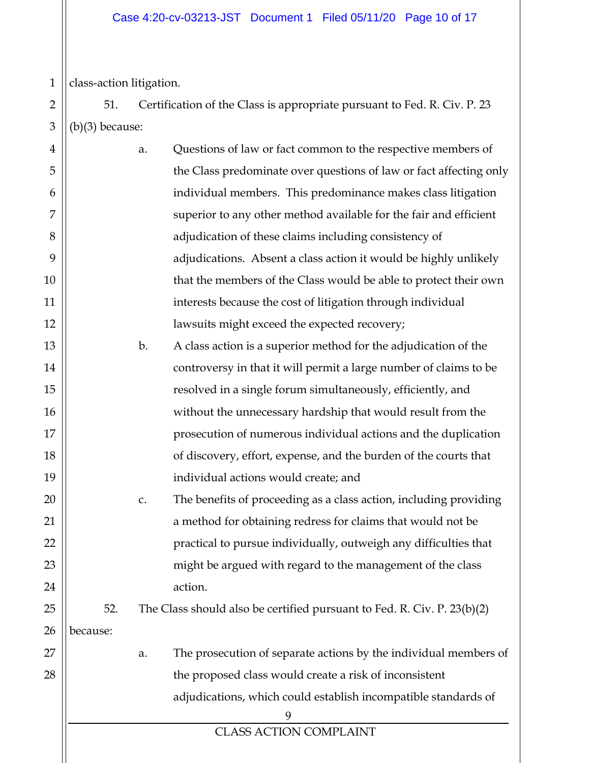class-action litigation.

51. Certification of the Class is appropriate pursuant to Fed. R. Civ. P. 23 (b)(3) because:

a. Questions of law or fact common to the respective members of the Class predominate over questions of law or fact affecting only individual members. This predominance makes class litigation superior to any other method available for the fair and efficient adjudication of these claims including consistency of adjudications. Absent a class action it would be highly unlikely that the members of the Class would be able to protect their own interests because the cost of litigation through individual lawsuits might exceed the expected recovery;

b. A class action is a superior method for the adjudication of the controversy in that it will permit a large number of claims to be resolved in a single forum simultaneously, efficiently, and without the unnecessary hardship that would result from the prosecution of numerous individual actions and the duplication of discovery, effort, expense, and the burden of the courts that individual actions would create; and

c. The benefits of proceeding as a class action, including providing a method for obtaining redress for claims that would not be practical to pursue individually, outweigh any difficulties that might be argued with regard to the management of the class action.

52. The Class should also be certified pursuant to Fed. R. Civ. P. 23(b)(2) because:

a. The prosecution of separate actions by the individual members of the proposed class would create a risk of inconsistent adjudications, which could establish incompatible standards of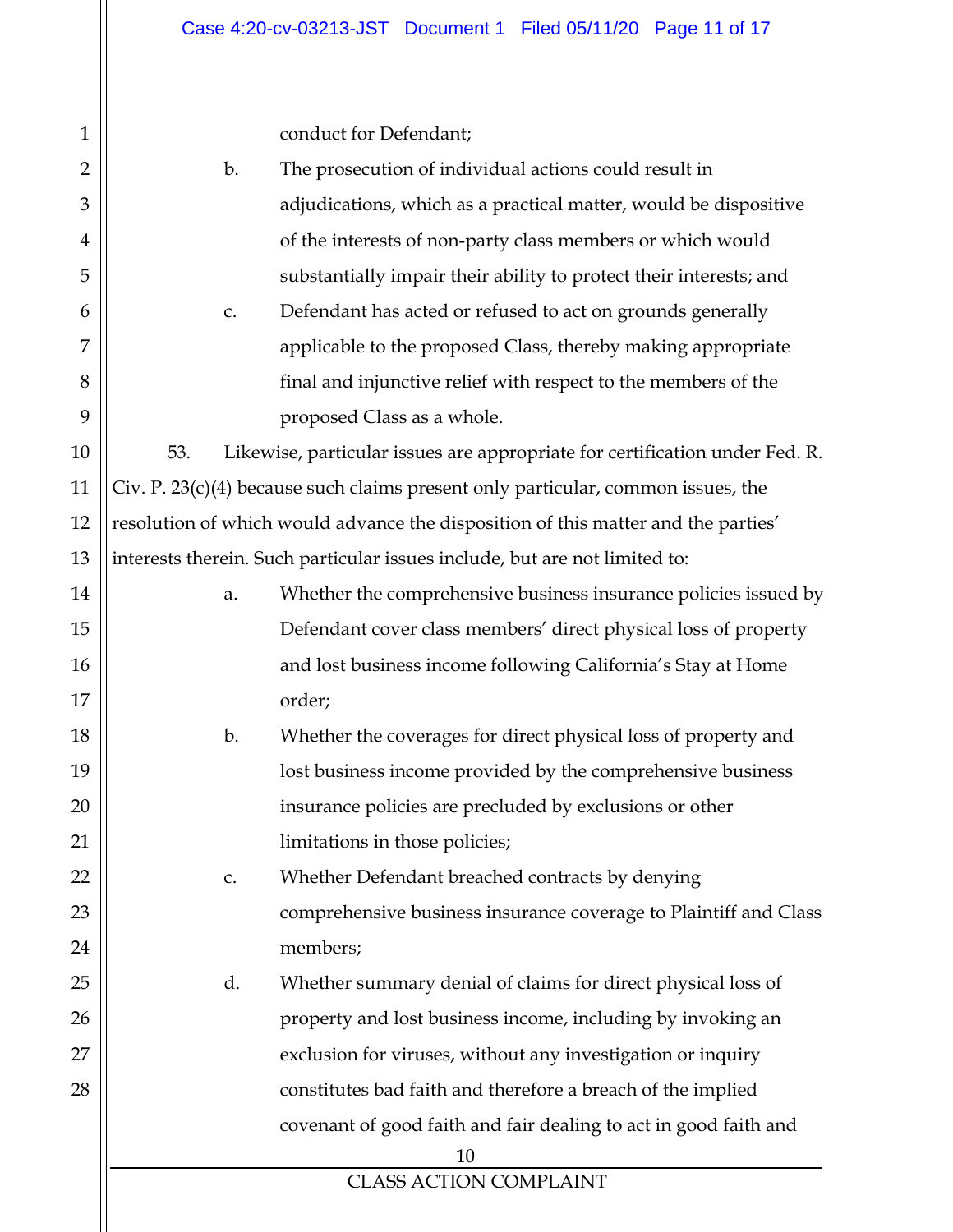conduct for Defendant;

b. The prosecution of individual actions could result in adjudications, which as a practical matter, would be dispositive of the interests of non-party class members or which would substantially impair their ability to protect their interests; and

c. Defendant has acted or refused to act on grounds generally applicable to the proposed Class, thereby making appropriate final and injunctive relief with respect to the members of the proposed Class as a whole.

53. Likewise, particular issues are appropriate for certification under Fed. R. Civ. P. 23(c)(4) because such claims present only particular, common issues, the resolution of which would advance the disposition of this matter and the parties' interests therein. Such particular issues include, but are not limited to:

a. Whether the comprehensive business insurance policies issued by Defendant cover class members' direct physical loss of property and lost business income following California's Stay at Home order;

b. Whether the coverages for direct physical loss of property and lost business income provided by the comprehensive business insurance policies are precluded by exclusions or other limitations in those policies;

c. Whether Defendant breached contracts by denying comprehensive business insurance coverage to Plaintiff and Class members;

d. Whether summary denial of claims for direct physical loss of property and lost business income, including by invoking an exclusion for viruses, without any investigation or inquiry constitutes bad faith and therefore a breach of the implied covenant of good faith and fair dealing to act in good faith and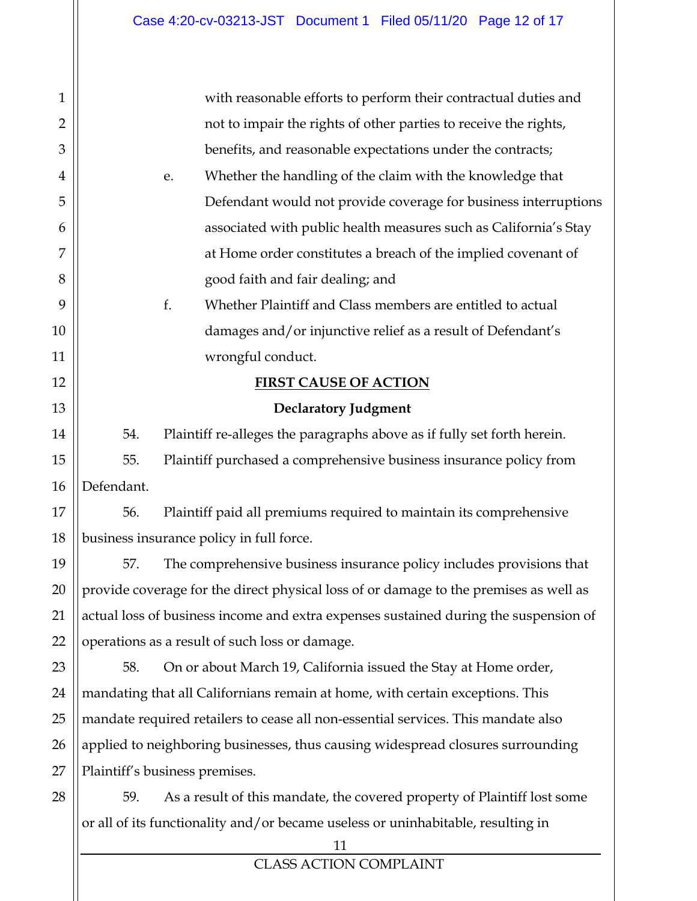with reasonable efforts to perform their contractual duties and not to impair the rights of other parties to receive the rights, benefits, and reasonable expectations under the contracts;

e. Whether the handling of the claim with the knowledge that Defendant would not provide coverage for business interruptions associated with public health measures such as California's Stay at Home order constitutes a breach of the implied covenant of good faith and fair dealing; and

f. Whether Plaintiff and Class members are entitled to actual damages and/or injunctive relief as a result of Defendant's wrongful conduct.

## FIRST CAUSE OF ACTION

### Declaratory Judgment

54. Plaintiff re-alleges the paragraphs above as if fully set forth herein.

55. Plaintiff purchased a comprehensive business insurance policy from Defendant.

56. Plaintiff paid all premiums required to maintain its comprehensive business insurance policy in full force.

57. The comprehensive business insurance policy includes provisions that provide coverage for the direct physical loss of or damage to the premises as well as actual loss of business income and extra expenses sustained during the suspension of operations as a result of such loss or damage.

58. On or about March 19, California issued the Stay at Home order, mandating that all Californians remain at home, with certain exceptions. This mandate required retailers to cease all non-essential services. This mandate also applied to neighboring businesses, thus causing widespread closures surrounding Plaintiff's business premises.

59. As a result of this mandate, the covered property of Plaintiff lost some or all of its functionality and/or became useless or uninhabitable, resulting in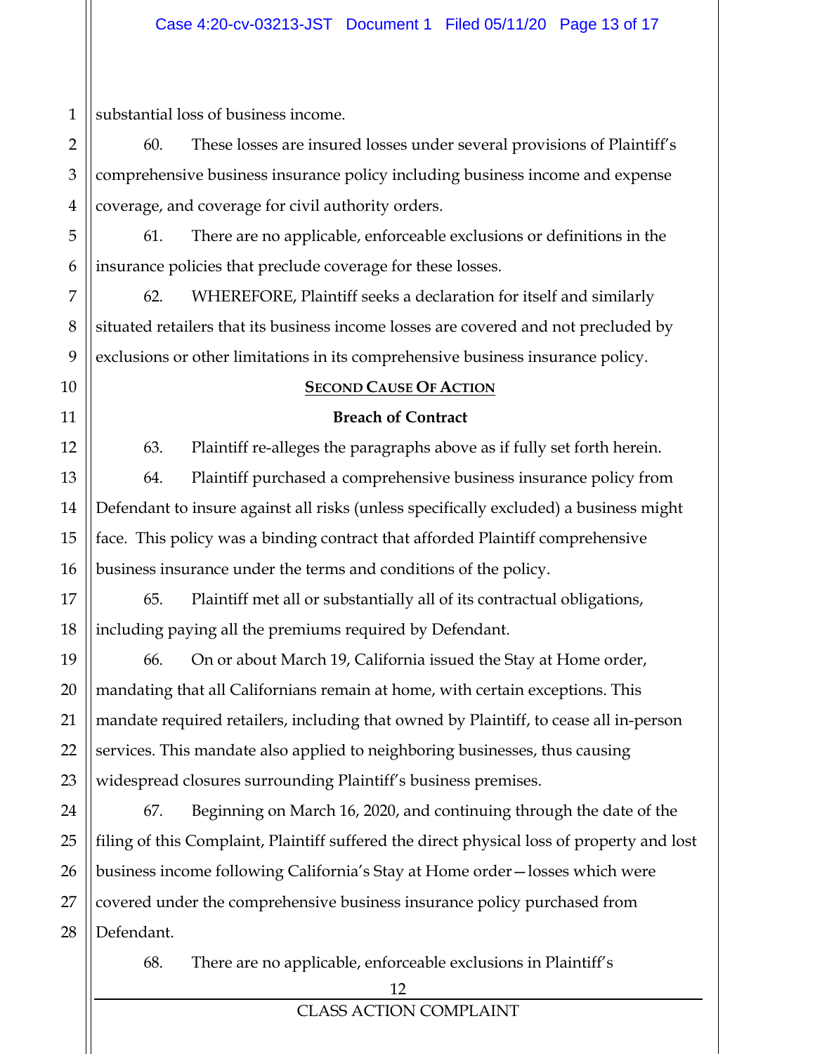substantial loss of business income.

60. These losses are insured losses under several provisions of Plaintiff's comprehensive business insurance policy including business income and expense coverage, and coverage for civil authority orders.

61. There are no applicable, enforceable exclusions or definitions in the insurance policies that preclude coverage for these losses.

62. WHEREFORE, Plaintiff seeks a declaration for itself and similarly situated retailers that its business income losses are covered and not precluded by exclusions or other limitations in its comprehensive business insurance policy.

## SECOND CAUSE OF ACTION

### Breach of Contract

63. Plaintiff re-alleges the paragraphs above as if fully set forth herein.

64. Plaintiff purchased a comprehensive business insurance policy from Defendant to insure against all risks (unless specifically excluded) a business might face. This policy was a binding contract that afforded Plaintiff comprehensive business insurance under the terms and conditions of the policy.

65. Plaintiff met all or substantially all of its contractual obligations, including paying all the premiums required by Defendant.

66. On or about March 19, California issued the Stay at Home order, mandating that all Californians remain at home, with certain exceptions. This mandate required retailers, including that owned by Plaintiff, to cease all in-person services. This mandate also applied to neighboring businesses, thus causing widespread closures surrounding Plaintiff's business premises.

67. Beginning on March 16, 2020, and continuing through the date of the filing of this Complaint, Plaintiff suffered the direct physical loss of property and lost business income following California's Stay at Home order—losses which were covered under the comprehensive business insurance policy purchased from Defendant.

68. There are no applicable, enforceable exclusions in Plaintiff's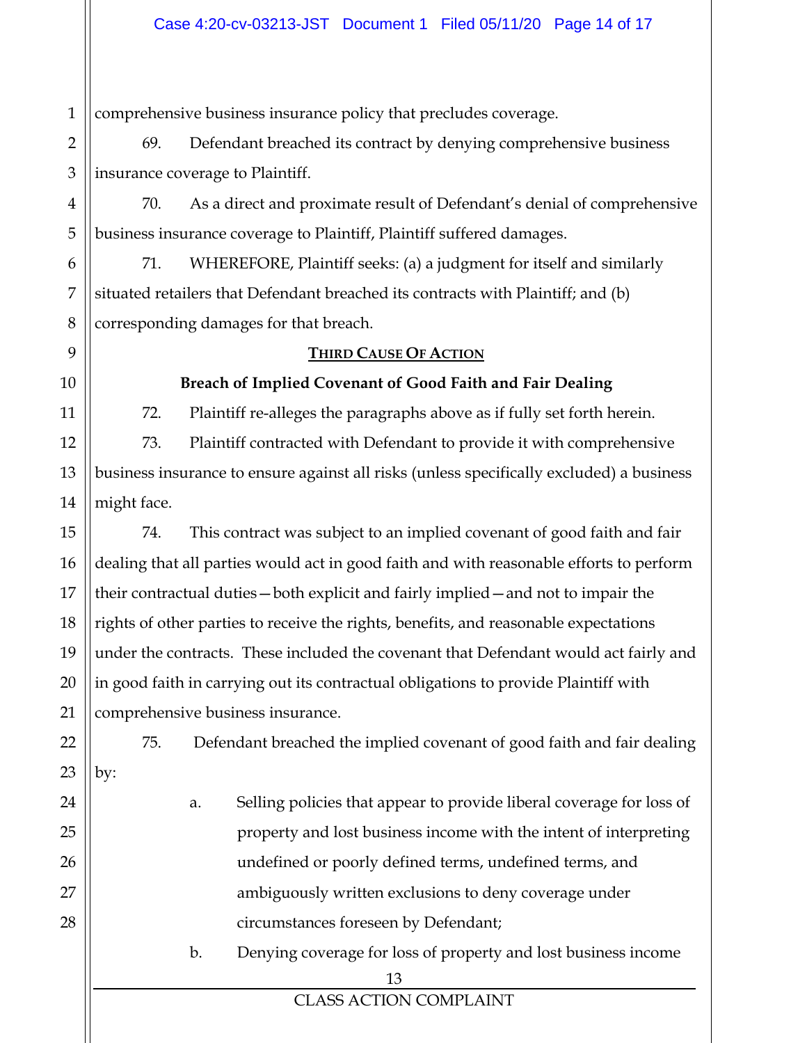comprehensive business insurance policy that precludes coverage.

69. Defendant breached its contract by denying comprehensive business insurance coverage to Plaintiff.

70. As a direct and proximate result of Defendant's denial of comprehensive business insurance coverage to Plaintiff, Plaintiff suffered damages.

71. WHEREFORE, Plaintiff seeks: (a) a judgment for itself and similarly situated retailers that Defendant breached its contracts with Plaintiff; and (b) corresponding damages for that breach.

## THIRD CAUSE OF ACTION

### Breach of Implied Covenant of Good Faith and Fair Dealing

72. Plaintiff re-alleges the paragraphs above as if fully set forth herein.

73. Plaintiff contracted with Defendant to provide it with comprehensive business insurance to ensure against all risks (unless specifically excluded) a business might face.

74. This contract was subject to an implied covenant of good faith and fair dealing that all parties would act in good faith and with reasonable efforts to perform their contractual duties—both explicit and fairly implied—and not to impair the rights of other parties to receive the rights, benefits, and reasonable expectations under the contracts. These included the covenant that Defendant would act fairly and in good faith in carrying out its contractual obligations to provide Plaintiff with comprehensive business insurance.

75. Defendant breached the implied covenant of good faith and fair dealing by:

a. Selling policies that appear to provide liberal coverage for loss of property and lost business income with the intent of interpreting undefined or poorly defined terms, undefined terms, and ambiguously written exclusions to deny coverage under circumstances foreseen by Defendant;

b. Denying coverage for loss of property and lost business income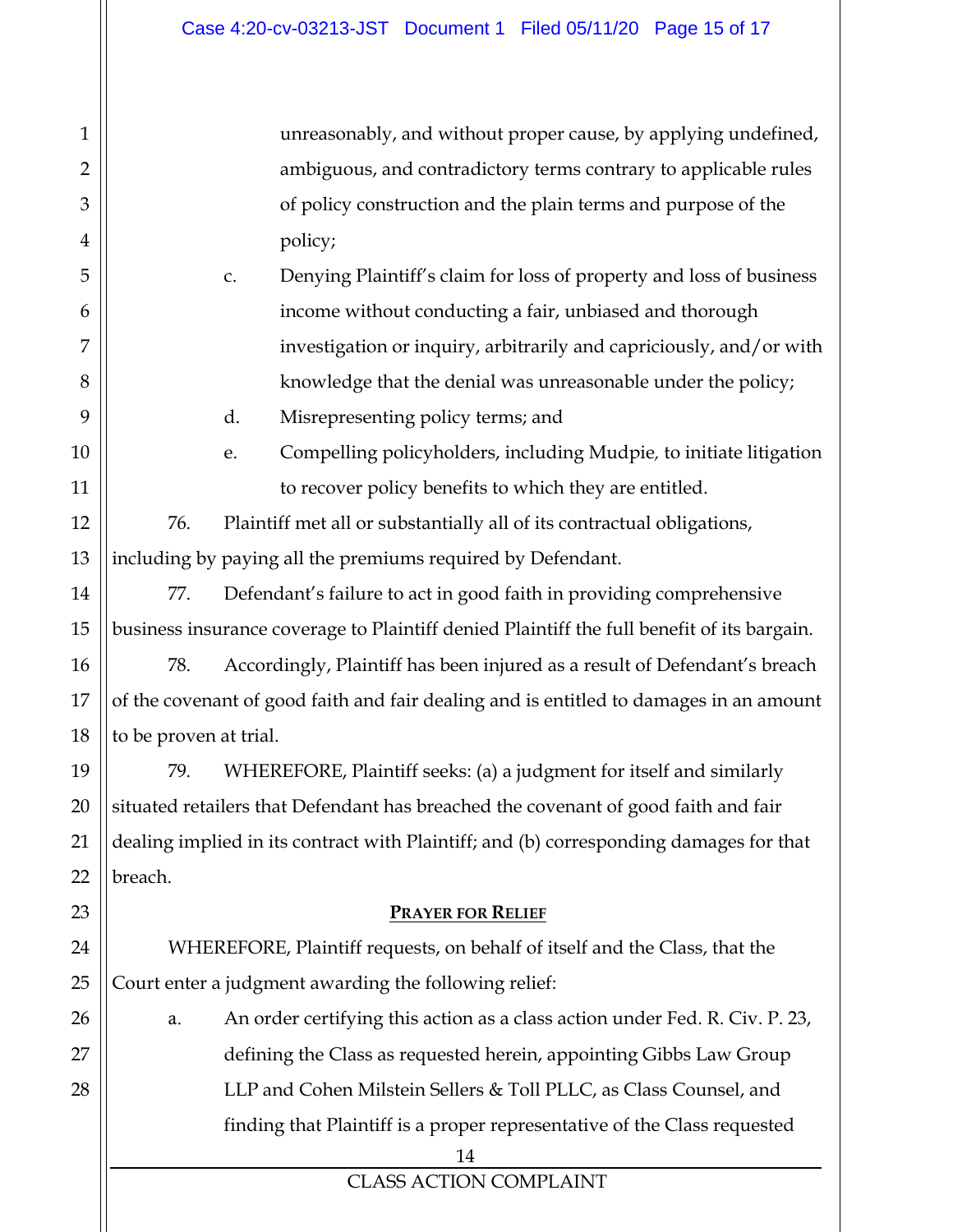unreasonably, and without proper cause, by applying undefined, ambiguous, and contradictory terms contrary to applicable rules of policy construction and the plain terms and purpose of the policy;

c. Denying Plaintiff's claim for loss of property and loss of business income without conducting a fair, unbiased and thorough investigation or inquiry, arbitrarily and capriciously, and/or with knowledge that the denial was unreasonable under the policy;

d. Misrepresenting policy terms; and

e. Compelling policyholders, including Mudpie, to initiate litigation to recover policy benefits to which they are entitled.

76. Plaintiff met all or substantially all of its contractual obligations, including by paying all the premiums required by Defendant.

77. Defendant's failure to act in good faith in providing comprehensive business insurance coverage to Plaintiff denied Plaintiff the full benefit of its bargain.

78. Accordingly, Plaintiff has been injured as a result of Defendant's breach of the covenant of good faith and fair dealing and is entitled to damages in an amount to be proven at trial.

79. WHEREFORE, Plaintiff seeks: (a) a judgment for itself and similarly situated retailers that Defendant has breached the covenant of good faith and fair dealing implied in its contract with Plaintiff; and (b) corresponding damages for that breach.

## PRAYER FOR RELIEF

WHEREFORE, Plaintiff requests, on behalf of itself and the Class, that the Court enter a judgment awarding the following relief:

a. An order certifying this action as a class action under Fed. R. Civ. P. 23, defining the Class as requested herein, appointing Gibbs Law Group LLP and Cohen Milstein Sellers & Toll PLLC, as Class Counsel, and finding that Plaintiff is a proper representative of the Class requested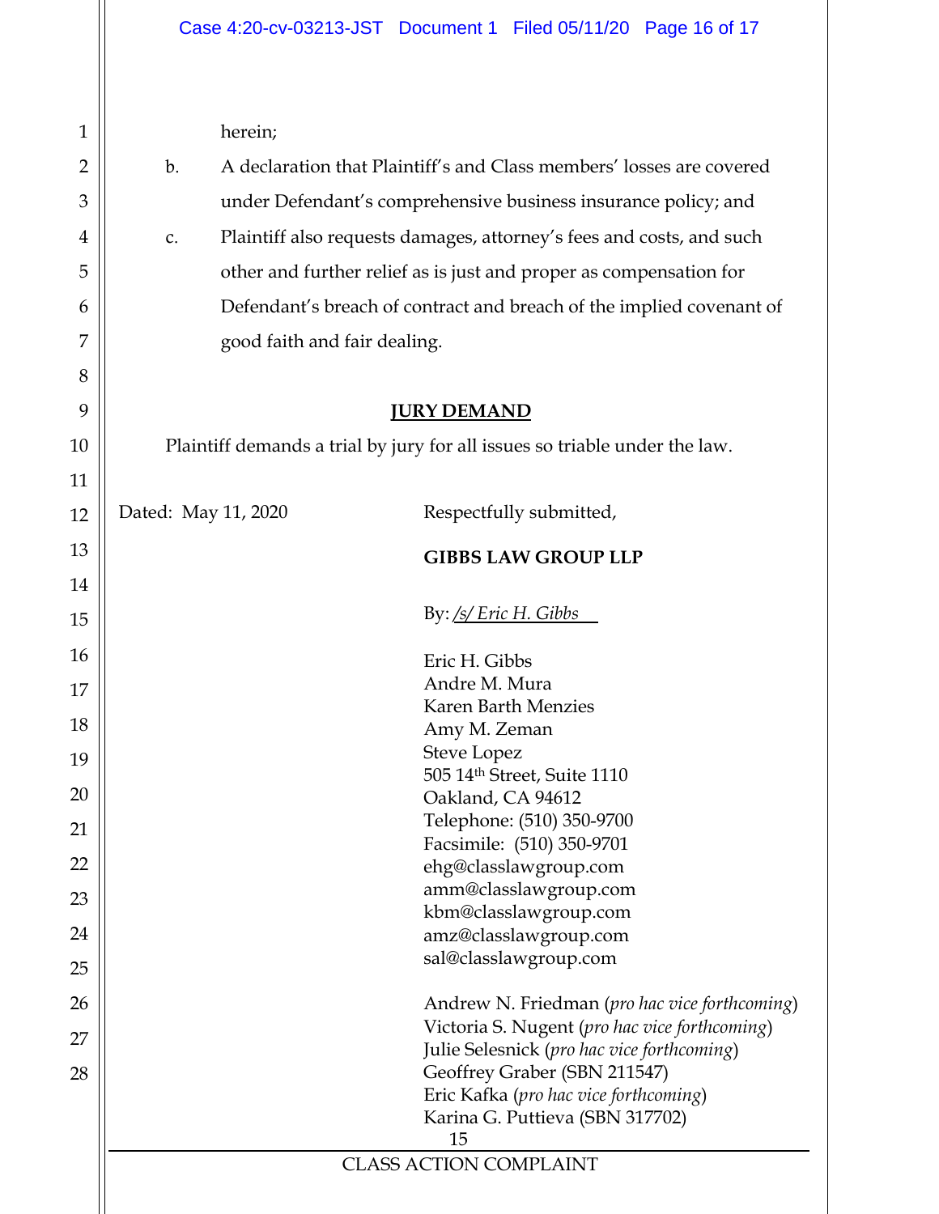herein;

b. A declaration that Plaintiff's and Class members' losses are covered under Defendant's comprehensive business insurance policy; and

c. Plaintiff also requests damages, attorney's fees and costs, and such other and further relief as is just and proper as compensation for Defendant's breach of contract and breach of the implied covenant of good faith and fair dealing.

## JURY DEMAND

Plaintiff demands a trial by jury for all issues so triable under the law.

Dated: May 11, 2020

Respectfully submitted,

**GIBBS LAW GROUP LLP**

By: /s/ Eric H. Gibbs

Eric H. Gibbs
Andre M. Mura
Karen Barth Menzies
Amy M. Zeman
Steve Lopez
505 14th Street, Suite 1110
Oakland, CA 94612
Telephone: (510) 350-9700
Facsimile: (510) 350-9701
ehg@classlawgroup.com
amm@classlawgroup.com
kbm@classlawgroup.com
amz@classlawgroup.com
sal@classlawgroup.com

Andrew N. Friedman (*pro hac vice forthcoming*)
Victoria S. Nugent (*pro hac vice forthcoming*)
Julie Selesnick (*pro hac vice forthcoming*)
Geoffrey Graber (SBN 211547)
Eric Kafka (*pro hac vice forthcoming*)
Karina G. Puttieva (SBN 317702)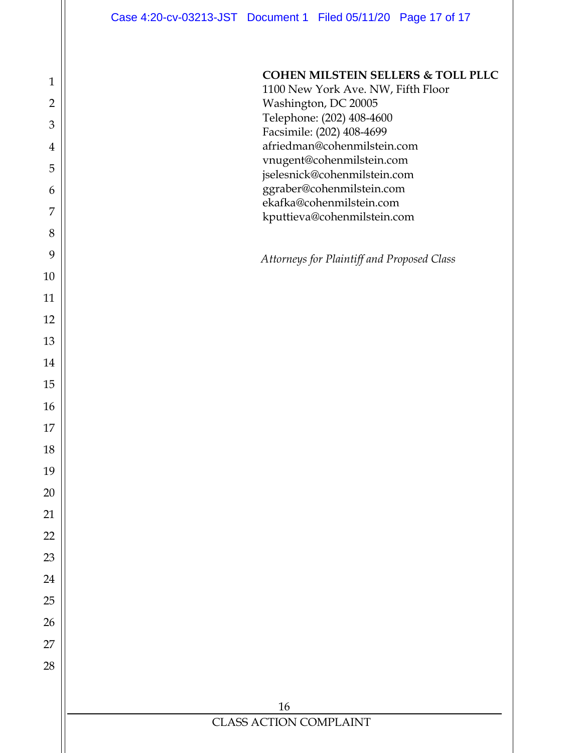**COHEN MILSTEIN SELLERS & TOLL PLLC**
1100 New York Ave. NW, Fifth Floor
Washington, DC 20005
Telephone: (202) 408-4600
Facsimile: (202) 408-4699
afriedman@cohenmilstein.com
vnugent@cohenmilstein.com
jselesnick@cohenmilstein.com
ggraber@cohenmilstein.com
ekafka@cohenmilstein.com
kputtieva@cohenmilstein.com

*Attorneys for Plaintiff and Proposed Class*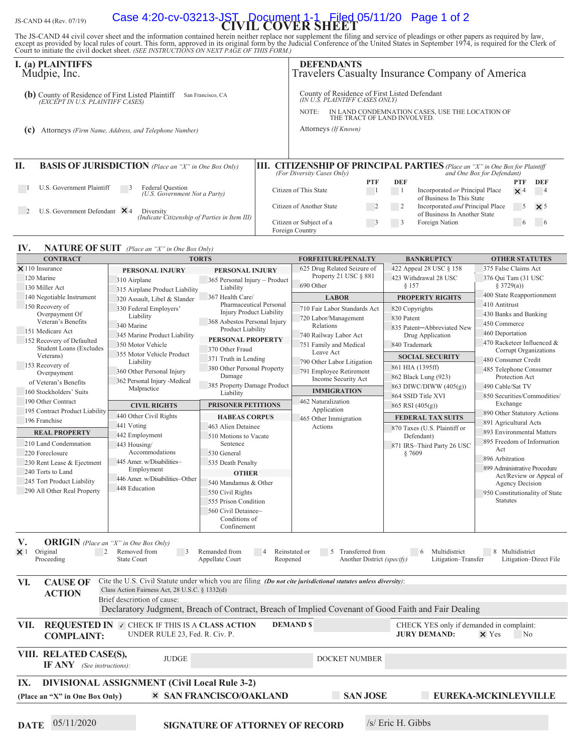JS-CAND 44 (Rev. 07/19)

# CIVIL COVER SHEET

The JS-CAND 44 civil cover sheet and the information contained herein neither replace nor supplement the filing and service of pleadings or other papers as required by law, except as provided by local rules of court. This form, approved in its original form by the Judicial Conference of the United States in September 1974, is required for the Clerk of Court to initiate the civil docket sheet. *(SEE INSTRUCTIONS ON NEXT PAGE OF THIS FORM.)*

**I. (a) PLAINTIFFS**
Mudpie, Inc.

**DEFENDANTS**
Travelers Casualty Insurance Company of America

**(b)** County of Residence of First Listed Plaintiff: San Francisco, CA
*(EXCEPT IN U.S. PLAINTIFF CASES)*

County of Residence of First Listed Defendant
*(IN U.S. PLAINTIFF CASES ONLY)*

NOTE: IN LAND CONDEMNATION CASES, USE THE LOCATION OF THE TRACT OF LAND INVOLVED.

**(c)** Attorneys *(Firm Name, Address, and Telephone Number)*

Attorneys *(If Known)*

**II. BASIS OF JURISDICTION** *(Place an "X" in One Box Only)*

- ☐ 1 U.S. Government Plaintiff
- ☐ 3 Federal Question *(U.S. Government Not a Party)*
- ☐ 2 U.S. Government Defendant
- ☒ 4 Diversity *(Indicate Citizenship of Parties in Item III)*

**III. CITIZENSHIP OF PRINCIPAL PARTIES** *(Place an "X" in One Box for Plaintiff and One Box for Defendant)* *(For Diversity Cases Only)*

| | PTF | DEF | | PTF | DEF |
|---|---|---|---|---|---|
| Citizen of This State | ☐ 1 | ☐ 1 | Incorporated *or* Principal Place of Business In This State | ☒ 4 | ☐ 4 |
| Citizen of Another State | ☐ 2 | ☐ 2 | Incorporated *and* Principal Place of Business In Another State | ☐ 5 | ☒ 5 |
| Citizen or Subject of a Foreign Country | ☐ 3 | ☐ 3 | Foreign Nation | ☐ 6 | ☐ 6 |

**IV. NATURE OF SUIT** *(Place an "X" in One Box Only)*

**CONTRACT**
- ☒ 110 Insurance
- 120 Marine
- 130 Miller Act
- 140 Negotiable Instrument
- 150 Recovery of Overpayment Of Veteran's Benefits
- 151 Medicare Act
- 152 Recovery of Defaulted Student Loans (Excludes Veterans)
- 153 Recovery of Overpayment of Veteran's Benefits
- 160 Stockholders' Suits
- 190 Other Contract
- 195 Contract Product Liability
- 196 Franchise

**REAL PROPERTY**
- 210 Land Condemnation
- 220 Foreclosure
- 230 Rent Lease & Ejectment
- 240 Torts to Land
- 245 Tort Product Liability
- 290 All Other Real Property

**TORTS — PERSONAL INJURY**
- 310 Airplane
- 315 Airplane Product Liability
- 320 Assault, Libel & Slander
- 330 Federal Employers' Liability
- 340 Marine
- 345 Marine Product Liability
- 350 Motor Vehicle
- 355 Motor Vehicle Product Liability
- 360 Other Personal Injury
- 362 Personal Injury -Medical Malpractice

**PERSONAL INJURY**
- 365 Personal Injury – Product Liability
- 367 Health Care/ Pharmaceutical Personal Injury Product Liability
- 368 Asbestos Personal Injury Product Liability

**PERSONAL PROPERTY**
- 370 Other Fraud
- 371 Truth in Lending
- 380 Other Personal Property Damage
- 385 Property Damage Product Liability

**CIVIL RIGHTS**
- 440 Other Civil Rights
- 441 Voting
- 442 Employment
- 443 Housing/ Accommodations
- 445 Amer. w/Disabilities–Employment
- 446 Amer. w/Disabilities–Other
- 448 Education

**PRISONER PETITIONS**

**HABEAS CORPUS**
- 463 Alien Detainee
- 510 Motions to Vacate Sentence
- 530 General
- 535 Death Penalty

**OTHER**
- 540 Mandamus & Other
- 550 Civil Rights
- 555 Prison Condition
- 560 Civil Detainee– Conditions of Confinement

**FORFEITURE/PENALTY**
- 625 Drug Related Seizure of Property 21 USC § 881
- 690 Other

**LABOR**
- 710 Fair Labor Standards Act
- 720 Labor/Management Relations
- 740 Railway Labor Act
- 751 Family and Medical Leave Act
- 790 Other Labor Litigation
- 791 Employee Retirement Income Security Act

**IMMIGRATION**
- 462 Naturalization Application
- 465 Other Immigration Actions

**BANKRUPTCY**
- 422 Appeal 28 USC § 158
- 423 Withdrawal 28 USC § 157

**PROPERTY RIGHTS**
- 820 Copyrights
- 830 Patent
- 835 Patent─Abbreviated New Drug Application
- 840 Trademark

**SOCIAL SECURITY**
- 861 HIA (1395ff)
- 862 Black Lung (923)
- 863 DIWC/DIWW (405(g))
- 864 SSID Title XVI
- 865 RSI (405(g))

**FEDERAL TAX SUITS**
- 870 Taxes (U.S. Plaintiff or Defendant)
- 871 IRS–Third Party 26 USC § 7609

**OTHER STATUTES**
- 375 False Claims Act
- 376 Qui Tam (31 USC § 3729(a))
- 400 State Reapportionment
- 410 Antitrust
- 430 Banks and Banking
- 450 Commerce
- 460 Deportation
- 470 Racketeer Influenced & Corrupt Organizations
- 480 Consumer Credit
- 485 Telephone Consumer Protection Act
- 490 Cable/Sat TV
- 850 Securities/Commodities/ Exchange
- 890 Other Statutory Actions
- 891 Agricultural Acts
- 893 Environmental Matters
- 895 Freedom of Information Act
- 896 Arbitration
- 899 Administrative Procedure Act/Review or Appeal of Agency Decision
- 950 Constitutionality of State Statutes

**V. ORIGIN** *(Place an "X" in One Box Only)*

- ☒ 1 Original Proceeding
- ☐ 2 Removed from State Court
- ☐ 3 Remanded from Appellate Court
- ☐ 4 Reinstated or Reopened
- ☐ 5 Transferred from Another District *(specify)*
- ☐ 6 Multidistrict Litigation–Transfer
- ☐ 8 Multidistrict Litigation–Direct File

**VI. CAUSE OF ACTION**

Cite the U.S. Civil Statute under which you are filing *(Do not cite jurisdictional statutes unless diversity)*:
Class Action Fairness Act, 28 U.S.C. § 1332(d)

Brief description of cause:
Declaratory Judgment, Breach of Contract, Breach of Implied Covenant of Good Faith and Fair Dealing

**VII. REQUESTED IN COMPLAINT:** ✓ CHECK IF THIS IS A **CLASS ACTION** UNDER RULE 23, Fed. R. Civ. P.

**DEMAND $**

CHECK YES only if demanded in complaint:
**JURY DEMAND:** ☒ Yes ☐ No

**VIII. RELATED CASE(S), IF ANY** *(See instructions)*: JUDGE DOCKET NUMBER

**IX. DIVISIONAL ASSIGNMENT (Civil Local Rule 3-2)**
**(Place an "X" in One Box Only)** ☒ **SAN FRANCISCO/OAKLAND** ☐ **SAN JOSE** ☐ **EUREKA-MCKINLEYVILLE**

**DATE** 05/11/2020 **SIGNATURE OF ATTORNEY OF RECORD** /s/ Eric H. Gibbs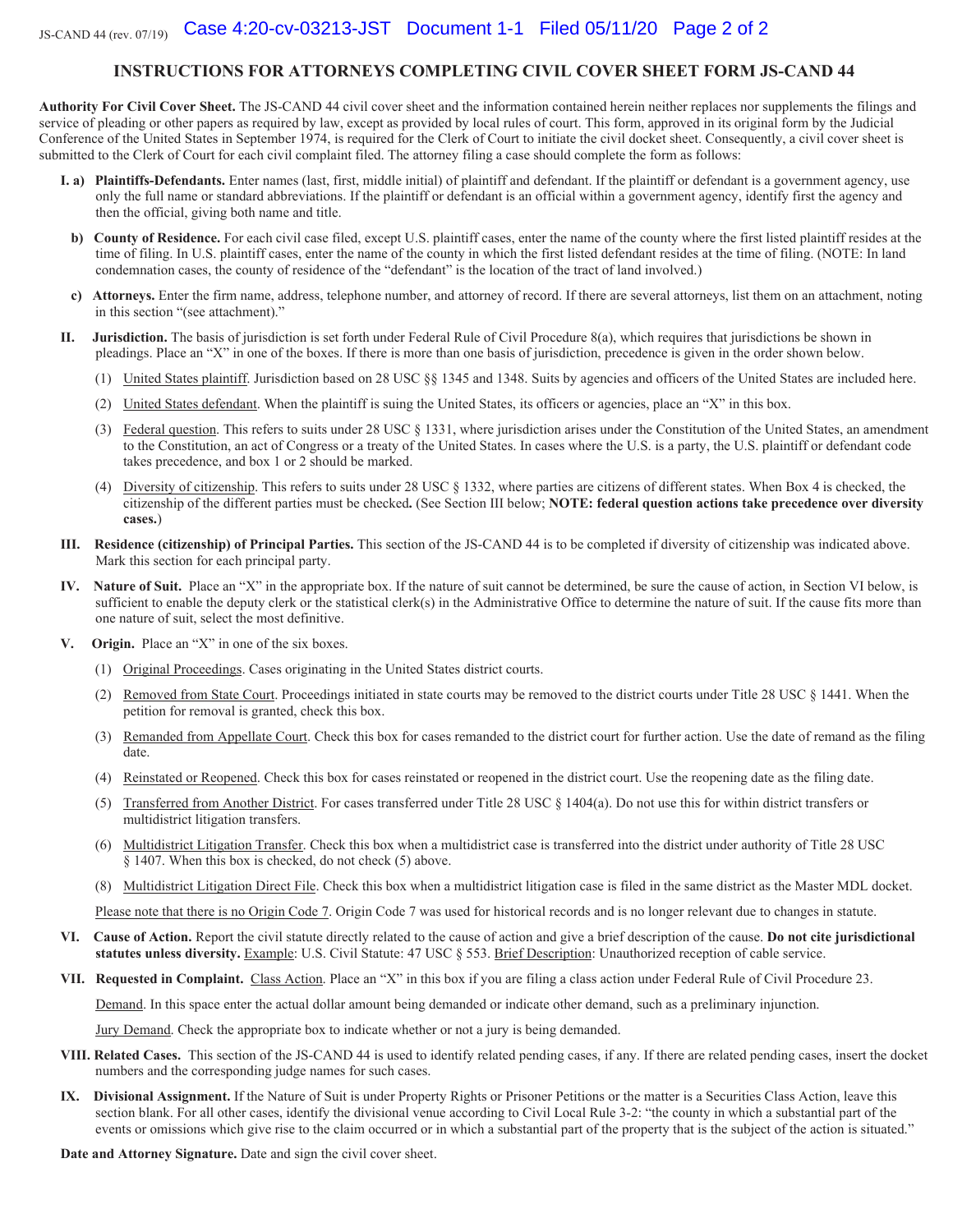## INSTRUCTIONS FOR ATTORNEYS COMPLETING CIVIL COVER SHEET FORM JS-CAND 44

**Authority For Civil Cover Sheet.** The JS-CAND 44 civil cover sheet and the information contained herein neither replaces nor supplements the filings and service of pleading or other papers as required by law, except as provided by local rules of court. This form, approved in its original form by the Judicial Conference of the United States in September 1974, is required for the Clerk of Court to initiate the civil docket sheet. Consequently, a civil cover sheet is submitted to the Clerk of Court for each civil complaint filed. The attorney filing a case should complete the form as follows:

**I. a) Plaintiffs-Defendants.** Enter names (last, first, middle initial) of plaintiff and defendant. If the plaintiff or defendant is a government agency, use only the full name or standard abbreviations. If the plaintiff or defendant is an official within a government agency, identify first the agency and then the official, giving both name and title.

**b) County of Residence.** For each civil case filed, except U.S. plaintiff cases, enter the name of the county where the first listed plaintiff resides at the time of filing. In U.S. plaintiff cases, enter the name of the county in which the first listed defendant resides at the time of filing. (NOTE: In land condemnation cases, the county of residence of the "defendant" is the location of the tract of land involved.)

**c) Attorneys.** Enter the firm name, address, telephone number, and attorney of record. If there are several attorneys, list them on an attachment, noting in this section "(see attachment)."

**II. Jurisdiction.** The basis of jurisdiction is set forth under Federal Rule of Civil Procedure 8(a), which requires that jurisdictions be shown in pleadings. Place an "X" in one of the boxes. If there is more than one basis of jurisdiction, precedence is given in the order shown below.

(1) United States plaintiff. Jurisdiction based on 28 USC §§ 1345 and 1348. Suits by agencies and officers of the United States are included here.

(2) United States defendant. When the plaintiff is suing the United States, its officers or agencies, place an "X" in this box.

(3) Federal question. This refers to suits under 28 USC § 1331, where jurisdiction arises under the Constitution of the United States, an amendment to the Constitution, an act of Congress or a treaty of the United States. In cases where the U.S. is a party, the U.S. plaintiff or defendant code takes precedence, and box 1 or 2 should be marked.

(4) Diversity of citizenship. This refers to suits under 28 USC § 1332, where parties are citizens of different states. When Box 4 is checked, the citizenship of the different parties must be checked**.** (See Section III below; **NOTE: federal question actions take precedence over diversity cases.**)

**III. Residence (citizenship) of Principal Parties.** This section of the JS-CAND 44 is to be completed if diversity of citizenship was indicated above. Mark this section for each principal party.

**IV. Nature of Suit.** Place an "X" in the appropriate box. If the nature of suit cannot be determined, be sure the cause of action, in Section VI below, is sufficient to enable the deputy clerk or the statistical clerk(s) in the Administrative Office to determine the nature of suit. If the cause fits more than one nature of suit, select the most definitive.

**V. Origin.** Place an "X" in one of the six boxes.

(1) Original Proceedings. Cases originating in the United States district courts.

(2) Removed from State Court. Proceedings initiated in state courts may be removed to the district courts under Title 28 USC § 1441. When the petition for removal is granted, check this box.

(3) Remanded from Appellate Court. Check this box for cases remanded to the district court for further action. Use the date of remand as the filing date.

(4) Reinstated or Reopened. Check this box for cases reinstated or reopened in the district court. Use the reopening date as the filing date.

(5) Transferred from Another District. For cases transferred under Title 28 USC § 1404(a). Do not use this for within district transfers or multidistrict litigation transfers.

(6) Multidistrict Litigation Transfer. Check this box when a multidistrict case is transferred into the district under authority of Title 28 USC § 1407. When this box is checked, do not check (5) above.

(8) Multidistrict Litigation Direct File. Check this box when a multidistrict litigation case is filed in the same district as the Master MDL docket.

Please note that there is no Origin Code 7. Origin Code 7 was used for historical records and is no longer relevant due to changes in statute.

**VI. Cause of Action.** Report the civil statute directly related to the cause of action and give a brief description of the cause. **Do not cite jurisdictional statutes unless diversity.** Example: U.S. Civil Statute: 47 USC § 553. Brief Description: Unauthorized reception of cable service.

**VII. Requested in Complaint.** Class Action. Place an "X" in this box if you are filing a class action under Federal Rule of Civil Procedure 23.

Demand. In this space enter the actual dollar amount being demanded or indicate other demand, such as a preliminary injunction.

Jury Demand. Check the appropriate box to indicate whether or not a jury is being demanded.

**VIII. Related Cases.** This section of the JS-CAND 44 is used to identify related pending cases, if any. If there are related pending cases, insert the docket numbers and the corresponding judge names for such cases.

**IX. Divisional Assignment.** If the Nature of Suit is under Property Rights or Prisoner Petitions or the matter is a Securities Class Action, leave this section blank. For all other cases, identify the divisional venue according to Civil Local Rule 3-2: "the county in which a substantial part of the events or omissions which give rise to the claim occurred or in which a substantial part of the property that is the subject of the action is situated."

**Date and Attorney Signature.** Date and sign the civil cover sheet.